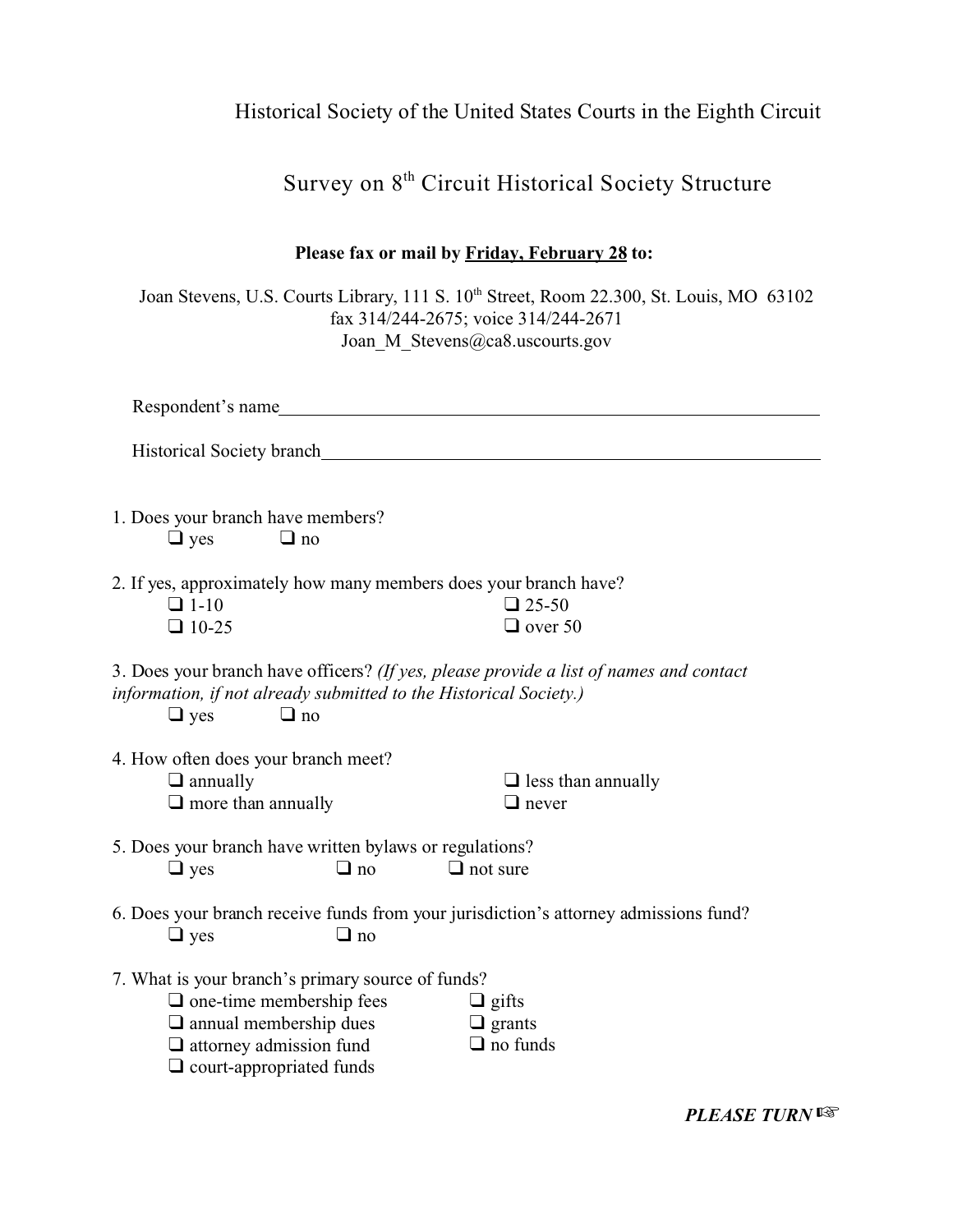Historical Society of the United States Courts in the Eighth Circuit

# Survey on 8th Circuit Historical Society Structure

**Please fax or mail by <u>Friday, February 28</u> to:**

Joan Stevens, U.S. Courts Library, 111 S. 10th Street, Room 22.300, St. Louis, MO 63102
fax 314/244-2675; voice 314/244-2671
Joan_M_Stevens@ca8.uscourts.gov

Respondent's name______________________________________________________________

Historical Society branch__________________________________________________________

1. Does your branch have members?
   - ❑ yes
   - ❑ no

2. If yes, approximately how many members does your branch have?
   - ❑ 1-10
   - ❑ 10-25
   - ❑ 25-50
   - ❑ over 50

3. Does your branch have officers? *(If yes, please provide a list of names and contact information, if not already submitted to the Historical Society.)*
   - ❑ yes
   - ❑ no

4. How often does your branch meet?
   - ❑ annually
   - ❑ more than annually
   - ❑ less than annually
   - ❑ never

5. Does your branch have written bylaws or regulations?
   - ❑ yes
   - ❑ no
   - ❑ not sure

6. Does your branch receive funds from your jurisdiction's attorney admissions fund?
   - ❑ yes
   - ❑ no

7. What is your branch's primary source of funds?
   - ❑ one-time membership fees
   - ❑ annual membership dues
   - ❑ attorney admission fund
   - ❑ court-appropriated funds
   - ❑ gifts
   - ❑ grants
   - ❑ no funds

***PLEASE TURN*** ☞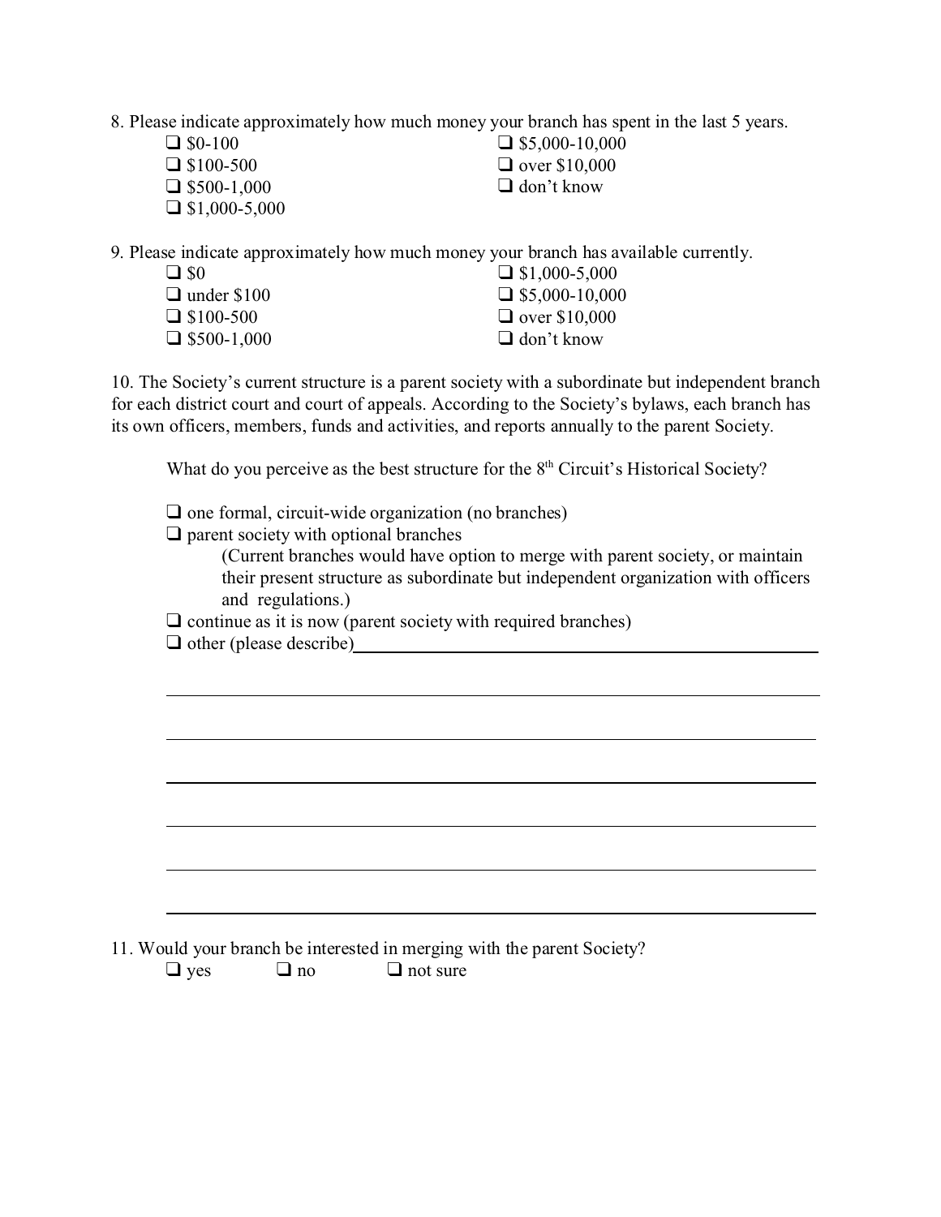8. Please indicate approximately how much money your branch has spent in the last 5 years.

- ❑ $0-100
- ❑ $100-500
- ❑ $500-1,000
- ❑ $1,000-5,000
- ❑ $5,000-10,000
- ❑ over $10,000
- ❑ don't know

9. Please indicate approximately how much money your branch has available currently.

- ❑ $0
- ❑ under $100
- ❑ $100-500
- ❑ $500-1,000
- ❑ $1,000-5,000
- ❑ $5,000-10,000
- ❑ over $10,000
- ❑ don't know

10. The Society's current structure is a parent society with a subordinate but independent branch for each district court and court of appeals. According to the Society's bylaws, each branch has its own officers, members, funds and activities, and reports annually to the parent Society.

What do you perceive as the best structure for the 8th Circuit's Historical Society?

- ❑ one formal, circuit-wide organization (no branches)
- ❑ parent society with optional branches
  (Current branches would have option to merge with parent society, or maintain their present structure as subordinate but independent organization with officers and regulations.)
- ❑ continue as it is now (parent society with required branches)
- ❑ other (please describe)______________________________________________

______________________________________________________________________

______________________________________________________________________

______________________________________________________________________

______________________________________________________________________

______________________________________________________________________

______________________________________________________________________

11. Would your branch be interested in merging with the parent Society?

❑ yes ❑ no ❑ not sure